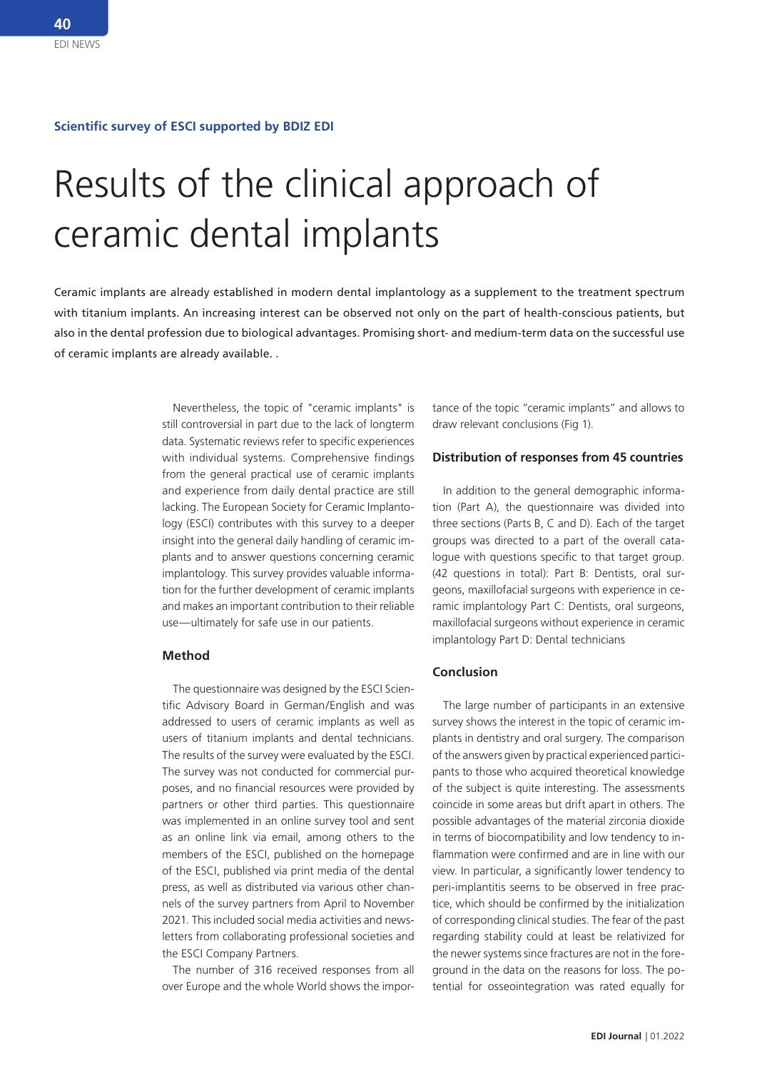**Scientific survey of ESCI supported by BDIZ EDI**

# Results of the clinical approach of ceramic dental implants

Ceramic implants are already established in modern dental implantology as a supplement to the treatment spectrum with titanium implants. An increasing interest can be observed not only on the part of health-conscious patients, but also in the dental profession due to biological advantages. Promising short- and medium-term data on the successful use of ceramic implants are already available. .

Nevertheless, the topic of "ceramic implants" is still controversial in part due to the lack of longterm data. Systematic reviews refer to specific experiences with individual systems. Comprehensive findings from the general practical use of ceramic implants and experience from daily dental practice are still lacking. The European Society for Ceramic Implantology (ESCI) contributes with this survey to a deeper insight into the general daily handling of ceramic implants and to answer questions concerning ceramic implantology. This survey provides valuable information for the further development of ceramic implants and makes an important contribution to their reliable use—ultimately for safe use in our patients.

## Method

The questionnaire was designed by the ESCI Scientific Advisory Board in German/English and was addressed to users of ceramic implants as well as users of titanium implants and dental technicians. The results of the survey were evaluated by the ESCI. The survey was not conducted for commercial purposes, and no financial resources were provided by partners or other third parties. This questionnaire was implemented in an online survey tool and sent as an online link via email, among others to the members of the ESCI, published on the homepage of the ESCI, published via print media of the dental press, as well as distributed via various other channels of the survey partners from April to November 2021. This included social media activities and newsletters from collaborating professional societies and the ESCI Company Partners.

The number of 316 received responses from all over Europe and the whole World shows the importance of the topic "ceramic implants" and allows to draw relevant conclusions (Fig 1).

## Distribution of responses from 45 countries

In addition to the general demographic information (Part A), the questionnaire was divided into three sections (Parts B, C and D). Each of the target groups was directed to a part of the overall catalogue with questions specific to that target group. (42 questions in total): Part B: Dentists, oral surgeons, maxillofacial surgeons with experience in ceramic implantology Part C: Dentists, oral surgeons, maxillofacial surgeons without experience in ceramic implantology Part D: Dental technicians

## Conclusion

The large number of participants in an extensive survey shows the interest in the topic of ceramic implants in dentistry and oral surgery. The comparison of the answers given by practical experienced participants to those who acquired theoretical knowledge of the subject is quite interesting. The assessments coincide in some areas but drift apart in others. The possible advantages of the material zirconia dioxide in terms of biocompatibility and low tendency to inflammation were confirmed and are in line with our view. In particular, a significantly lower tendency to peri-implantitis seems to be observed in free practice, which should be confirmed by the initialization of corresponding clinical studies. The fear of the past regarding stability could at least be relativized for the newer systems since fractures are not in the foreground in the data on the reasons for loss. The potential for osseointegration was rated equally for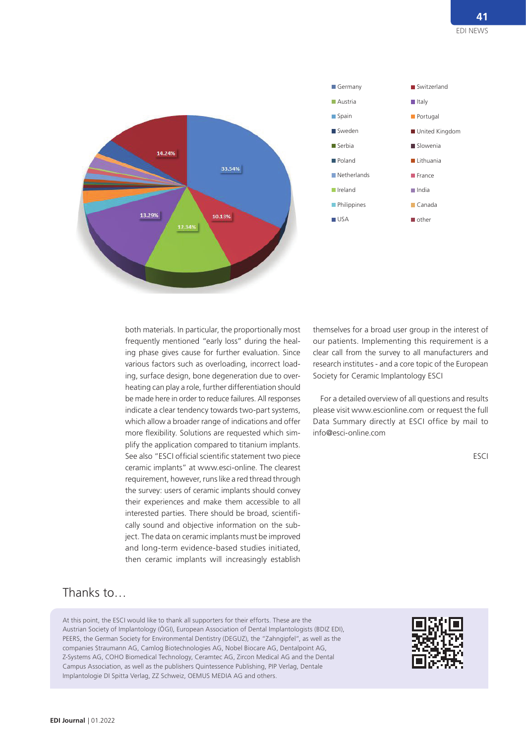14.24%
33.54%
13.29%
10.13%
12.34%

Germany
Austria
Spain
Sweden
Serbia
Poland
Netherlands
Ireland
Philippines
USA
Switzerland
Italy
Portugal
United Kingdom
Slowenia
Lithuania
France
India
Canada
other

both materials. In particular, the proportionally most frequently mentioned "early loss" during the healing phase gives cause for further evaluation. Since various factors such as overloading, incorrect loading, surface design, bone degeneration due to overheating can play a role, further differentiation should be made here in order to reduce failures. All responses indicate a clear tendency towards two-part systems, which allow a broader range of indications and offer more flexibility. Solutions are requested which simplify the application compared to titanium implants. See also "ESCI official scientific statement two piece ceramic implants" at www.esci-online. The clearest requirement, however, runs like a red thread through the survey: users of ceramic implants should convey their experiences and make them accessible to all interested parties. There should be broad, scientifically sound and objective information on the subject. The data on ceramic implants must be improved and long-term evidence-based studies initiated, then ceramic implants will increasingly establish themselves for a broad user group in the interest of our patients. Implementing this requirement is a clear call from the survey to all manufacturers and research institutes - and a core topic of the European Society for Ceramic Implantology ESCI

For a detailed overview of all questions and results please visit www.escionline.com or request the full Data Summary directly at ESCI office by mail to info@esci-online.com

ESCI

## Thanks to…

At this point, the ESCI would like to thank all supporters for their efforts. These are the Austrian Society of Implantology (ÖGI), European Association of Dental Implantologists (BDIZ EDI), PEERS, the German Society for Environmental Dentistry (DEGUZ), the "Zahngipfel", as well as the companies Straumann AG, Camlog Biotechnologies AG, Nobel Biocare AG, Dentalpoint AG, Z-Systems AG, COHO Biomedical Technology, Ceramtec AG, Zircon Medical AG and the Dental Campus Association, as well as the publishers Quintessence Publishing, PIP Verlag, Dentale Implantologie DI Spitta Verlag, ZZ Schweiz, OEMUS MEDIA AG and others.